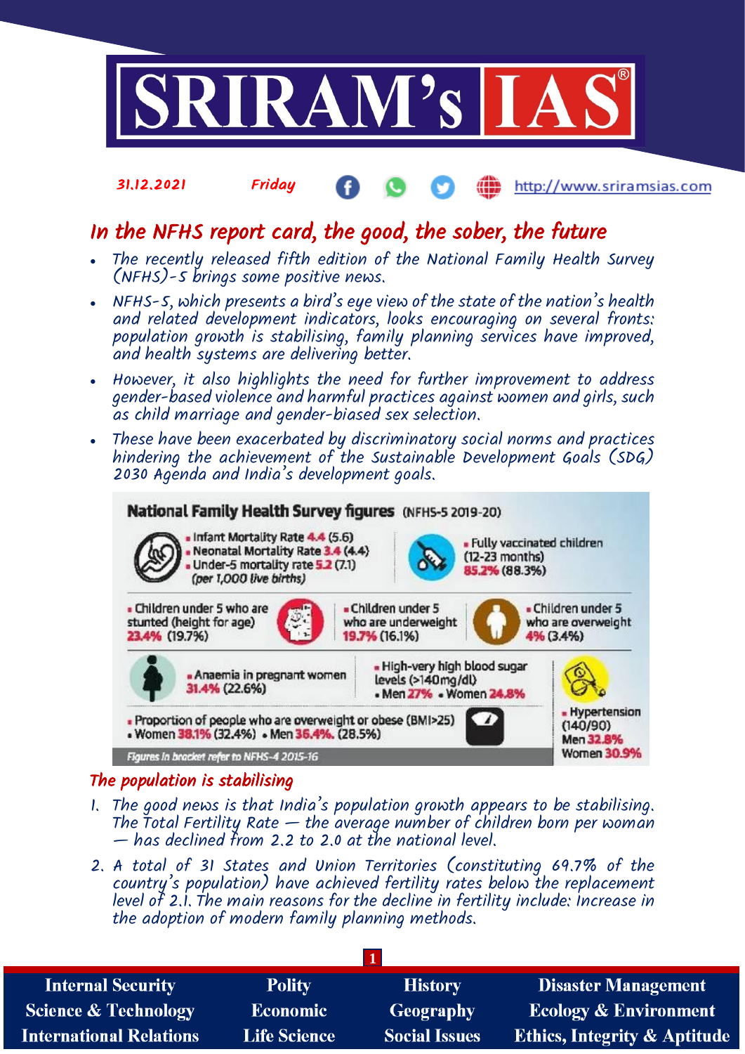31.12.2021 Friday http://www.sriramsias.com

# In the NFHS report card, the good, the sober, the future

- The recently released fifth edition of the National Family Health Survey (NFHS)-5 brings some positive news.
- NFHS-5, which presents a bird's eye view of the state of the nation's health and related development indicators, looks encouraging on several fronts: population growth is stabilising, family planning services have improved, and health systems are delivering better.
- However, it also highlights the need for further improvement to address gender-based violence and harmful practices against women and girls, such as child marriage and gender-biased sex selection.
- These have been exacerbated by discriminatory social norms and practices hindering the achievement of the Sustainable Development Goals (SDG) 2030 Agenda and India's development goals.

**National Family Health Survey figures** (NFHS-5 2019-20)

- Infant Mortality Rate 4.4 (5.6)
- Neonatal Mortality Rate 3.4 (4.4)
- Under-5 mortality rate 5.2 (7.1) (per 1,000 live births)
- Fully vaccinated children (12-23 months) 85.2% (88.3%)
- Children under 5 who are stunted (height for age) 23.4% (19.7%)
- Children under 5 who are underweight 19.7% (16.1%)
- Children under 5 who are overweight 4% (3.4%)
- Anaemia in pregnant women 31.4% (22.6%)
- High-very high blood sugar levels (>140mg/dl)
  - Men 27%
  - Women 24.8%
- Proportion of people who are overweight or obese (BMI>25)
  - Women 38.1% (32.4%)
  - Men 36.4%. (28.5%)
- Hypertension (140/90)
  - Men 32.8%
  - Women 30.9%

Figures in bracket refer to NFHS-4 2015-16

## The population is stabilising

1. The good news is that India's population growth appears to be stabilising. The Total Fertility Rate — the average number of children born per woman — has declined from 2.2 to 2.0 at the national level.
2. A total of 31 States and Union Territories (constituting 69.7% of the country's population) have achieved fertility rates below the replacement level of 2.1. The main reasons for the decline in fertility include: Increase in the adoption of modern family planning methods.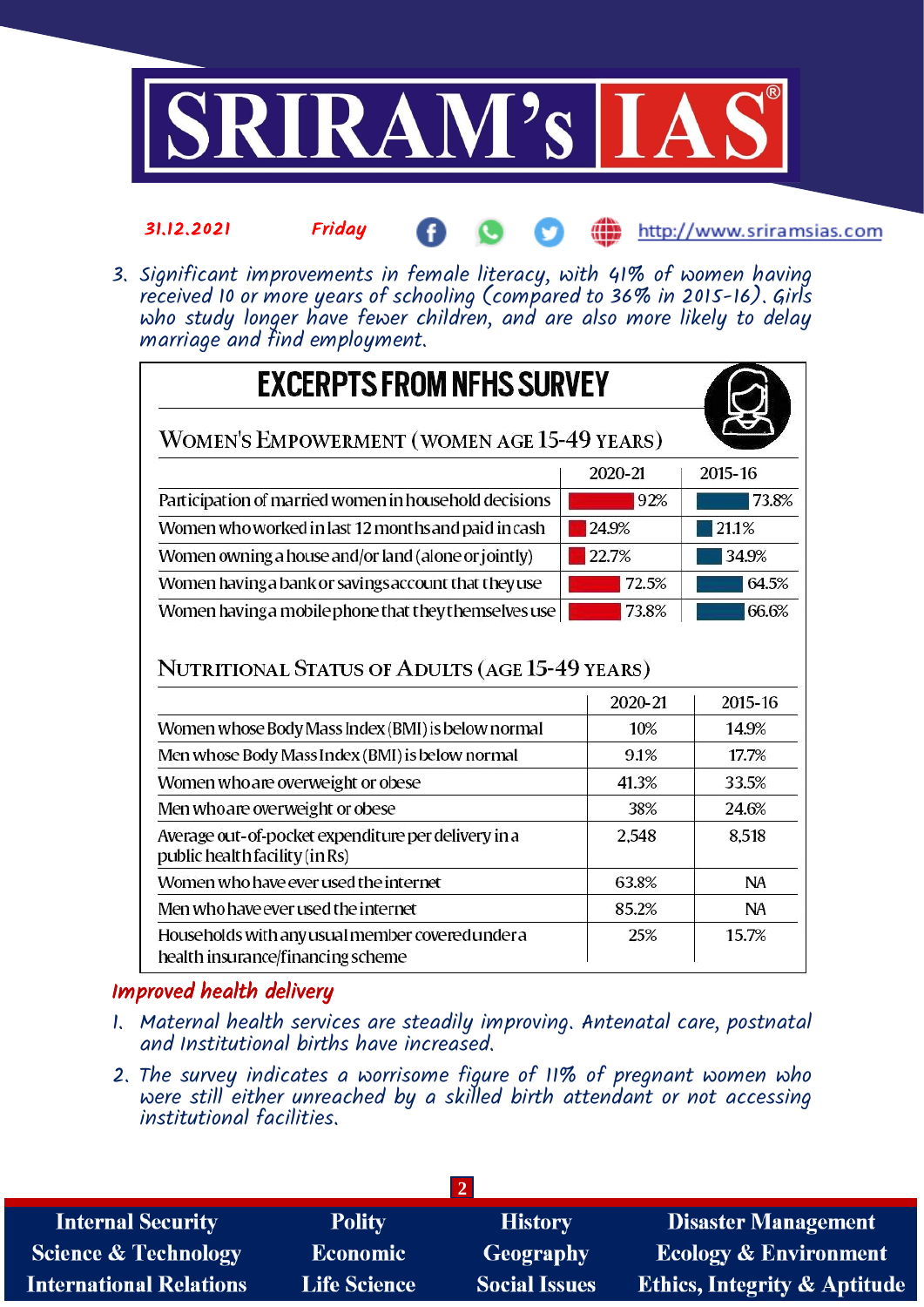3. Significant improvements in female literacy, with 41% of women having received 10 or more years of schooling (compared to 36% in 2015-16). Girls who study longer have fewer children, and are also more likely to delay marriage and find employment.

## EXCERPTS FROM NFHS SURVEY

### WOMEN'S EMPOWERMENT (WOMEN AGE 15-49 YEARS)

| | 2020-21 | 2015-16 |
|---|---|---|
| Participation of married women in household decisions | 92% | 73.8% |
| Women who worked in last 12 months and paid in cash | 24.9% | 21.1% |
| Women owning a house and/or land (alone or jointly) | 22.7% | 34.9% |
| Women having a bank or savings account that they use | 72.5% | 64.5% |
| Women having a mobile phone that they themselves use | 73.8% | 66.6% |

### NUTRITIONAL STATUS OF ADULTS (AGE 15-49 YEARS)

| | 2020-21 | 2015-16 |
|---|---|---|
| Women whose Body Mass Index (BMI) is below normal | 10% | 14.9% |
| Men whose Body Mass Index (BMI) is below normal | 9.1% | 17.7% |
| Women who are overweight or obese | 41.3% | 33.5% |
| Men who are overweight or obese | 38% | 24.6% |
| Average out-of-pocket expenditure per delivery in a public health facility (in Rs) | 2,548 | 8,518 |
| Women who have ever used the internet | 63.8% | NA |
| Men who have ever used the internet | 85.2% | NA |
| Households with any usual member covered under a health insurance/financing scheme | 25% | 15.7% |

### Improved health delivery

1. Maternal health services are steadily improving. Antenatal care, postnatal and Institutional births have increased.
2. The survey indicates a worrisome figure of 11% of pregnant women who were still either unreached by a skilled birth attendant or not accessing institutional facilities.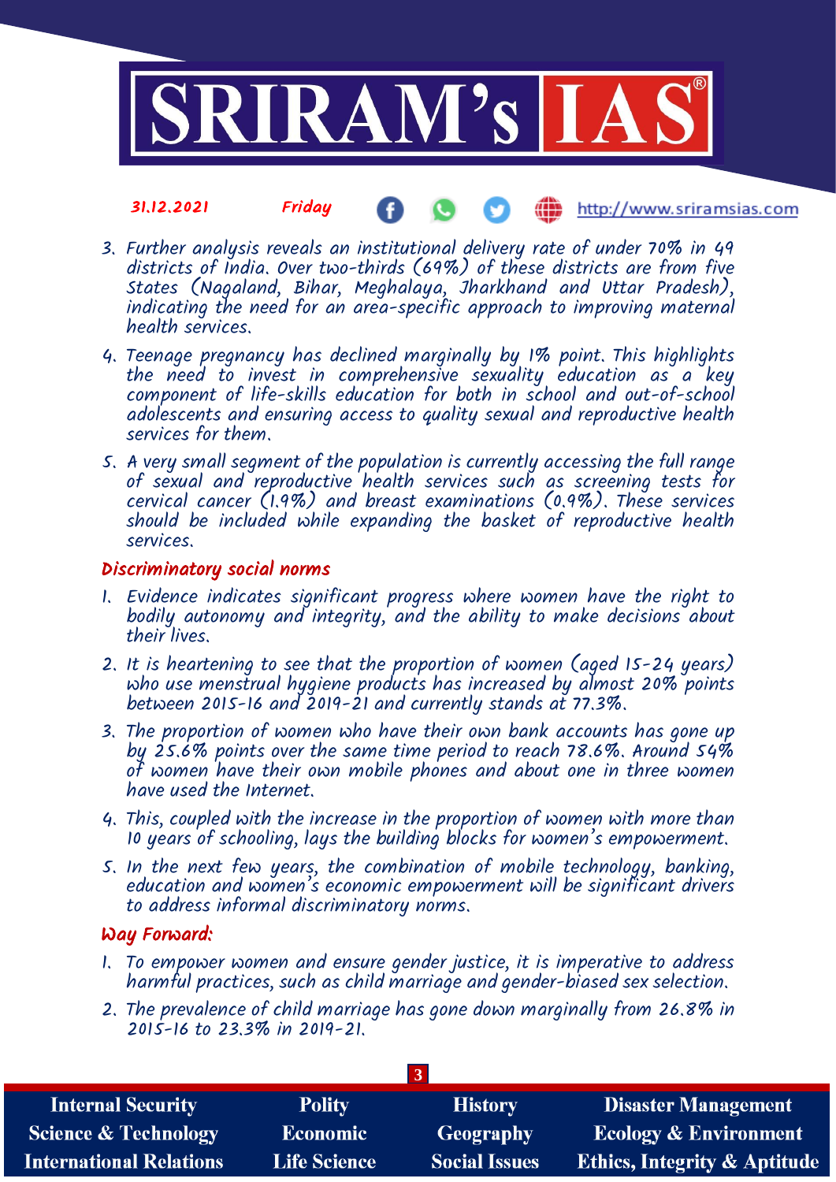3. Further analysis reveals an institutional delivery rate of under 70% in 49 districts of India. Over two-thirds (69%) of these districts are from five States (Nagaland, Bihar, Meghalaya, Jharkhand and Uttar Pradesh), indicating the need for an area-specific approach to improving maternal health services.
4. Teenage pregnancy has declined marginally by 1% point. This highlights the need to invest in comprehensive sexuality education as a key component of life-skills education for both in school and out-of-school adolescents and ensuring access to quality sexual and reproductive health services for them.
5. A very small segment of the population is currently accessing the full range of sexual and reproductive health services such as screening tests for cervical cancer (1.9%) and breast examinations (0.9%). These services should be included while expanding the basket of reproductive health services.

### Discriminatory social norms

1. Evidence indicates significant progress where women have the right to bodily autonomy and integrity, and the ability to make decisions about their lives.
2. It is heartening to see that the proportion of women (aged 15-24 years) who use menstrual hygiene products has increased by almost 20% points between 2015-16 and 2019-21 and currently stands at 77.3%.
3. The proportion of women who have their own bank accounts has gone up by 25.6% points over the same time period to reach 78.6%. Around 54% of women have their own mobile phones and about one in three women have used the Internet.
4. This, coupled with the increase in the proportion of women with more than 10 years of schooling, lays the building blocks for women's empowerment.
5. In the next few years, the combination of mobile technology, banking, education and women's economic empowerment will be significant drivers to address informal discriminatory norms.

### Way Forward:

1. To empower women and ensure gender justice, it is imperative to address harmful practices, such as child marriage and gender-biased sex selection.
2. The prevalence of child marriage has gone down marginally from 26.8% in 2015-16 to 23.3% in 2019-21.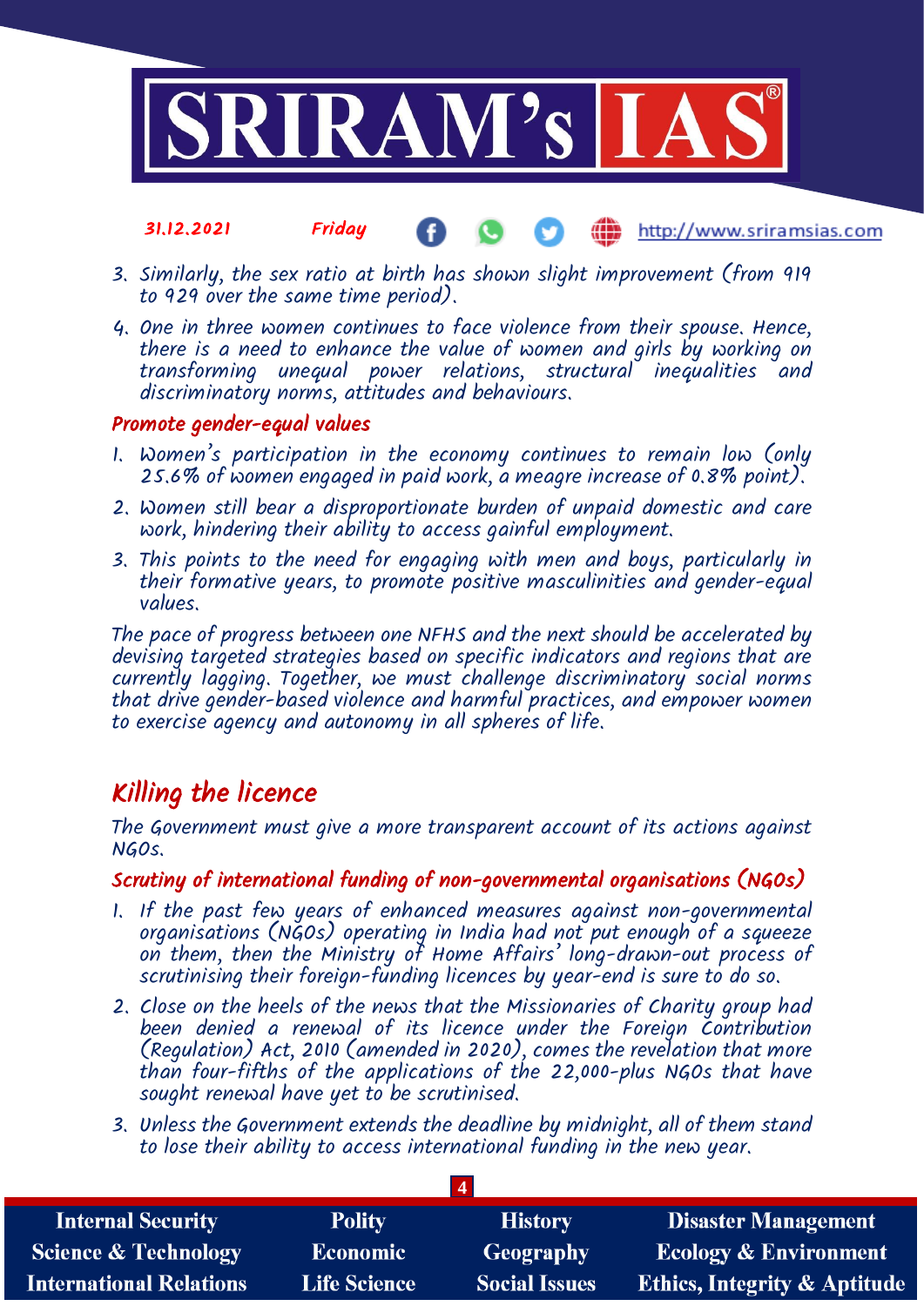3. Similarly, the sex ratio at birth has shown slight improvement (from 919 to 929 over the same time period).
4. One in three women continues to face violence from their spouse. Hence, there is a need to enhance the value of women and girls by working on transforming unequal power relations, structural inequalities and discriminatory norms, attitudes and behaviours.

### Promote gender-equal values

1. Women's participation in the economy continues to remain low (only 25.6% of women engaged in paid work, a meagre increase of 0.8% point).
2. Women still bear a disproportionate burden of unpaid domestic and care work, hindering their ability to access gainful employment.
3. This points to the need for engaging with men and boys, particularly in their formative years, to promote positive masculinities and gender-equal values.

The pace of progress between one NFHS and the next should be accelerated by devising targeted strategies based on specific indicators and regions that are currently lagging. Together, we must challenge discriminatory social norms that drive gender-based violence and harmful practices, and empower women to exercise agency and autonomy in all spheres of life.

## Killing the licence

The Government must give a more transparent account of its actions against NGOs.

### Scrutiny of international funding of non-governmental organisations (NGOs)

1. If the past few years of enhanced measures against non-governmental organisations (NGOs) operating in India had not put enough of a squeeze on them, then the Ministry of Home Affairs' long-drawn-out process of scrutinising their foreign-funding licences by year-end is sure to do so.
2. Close on the heels of the news that the Missionaries of Charity group had been denied a renewal of its licence under the Foreign Contribution (Regulation) Act, 2010 (amended in 2020), comes the revelation that more than four-fifths of the applications of the 22,000-plus NGOs that have sought renewal have yet to be scrutinised.
3. Unless the Government extends the deadline by midnight, all of them stand to lose their ability to access international funding in the new year.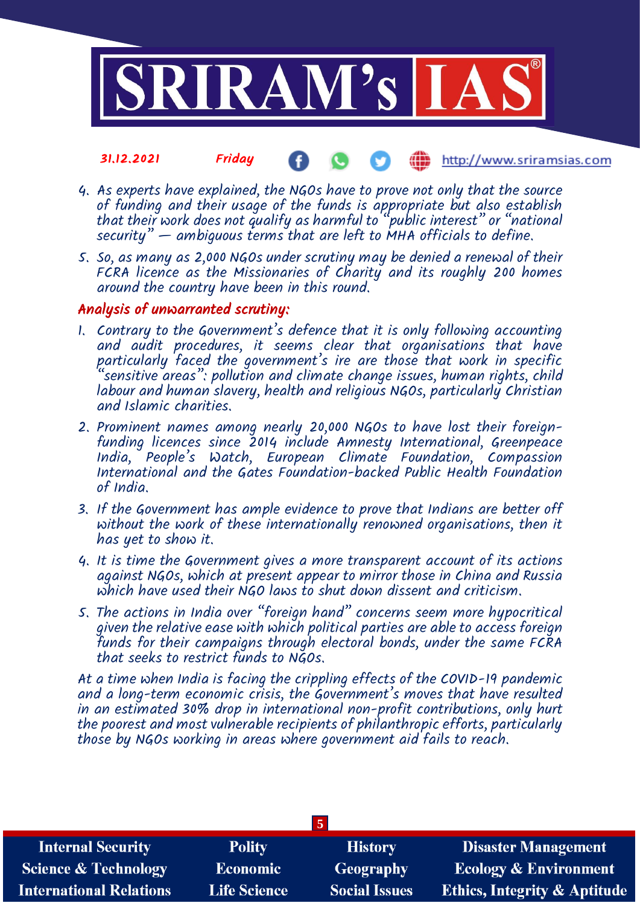4. As experts have explained, the NGOs have to prove not only that the source of funding and their usage of the funds is appropriate but also establish that their work does not qualify as harmful to "public interest" or "national security" — ambiguous terms that are left to MHA officials to define.
5. So, as many as 2,000 NGOs under scrutiny may be denied a renewal of their FCRA licence as the Missionaries of Charity and its roughly 200 homes around the country have been in this round.

### Analysis of unwarranted scrutiny:

1. Contrary to the Government's defence that it is only following accounting and audit procedures, it seems clear that organisations that have particularly faced the government's ire are those that work in specific "sensitive areas": pollution and climate change issues, human rights, child labour and human slavery, health and religious NGOs, particularly Christian and Islamic charities.
2. Prominent names among nearly 20,000 NGOs to have lost their foreign-funding licences since 2014 include Amnesty International, Greenpeace India, People's Watch, European Climate Foundation, Compassion International and the Gates Foundation-backed Public Health Foundation of India.
3. If the Government has ample evidence to prove that Indians are better off without the work of these internationally renowned organisations, then it has yet to show it.
4. It is time the Government gives a more transparent account of its actions against NGOs, which at present appear to mirror those in China and Russia which have used their NGO laws to shut down dissent and criticism.
5. The actions in India over "foreign hand" concerns seem more hypocritical given the relative ease with which political parties are able to access foreign funds for their campaigns through electoral bonds, under the same FCRA that seeks to restrict funds to NGOs.

At a time when India is facing the crippling effects of the COVID-19 pandemic and a long-term economic crisis, the Government's moves that have resulted in an estimated 30% drop in international non-profit contributions, only hurt the poorest and most vulnerable recipients of philanthropic efforts, particularly those by NGOs working in areas where government aid fails to reach.